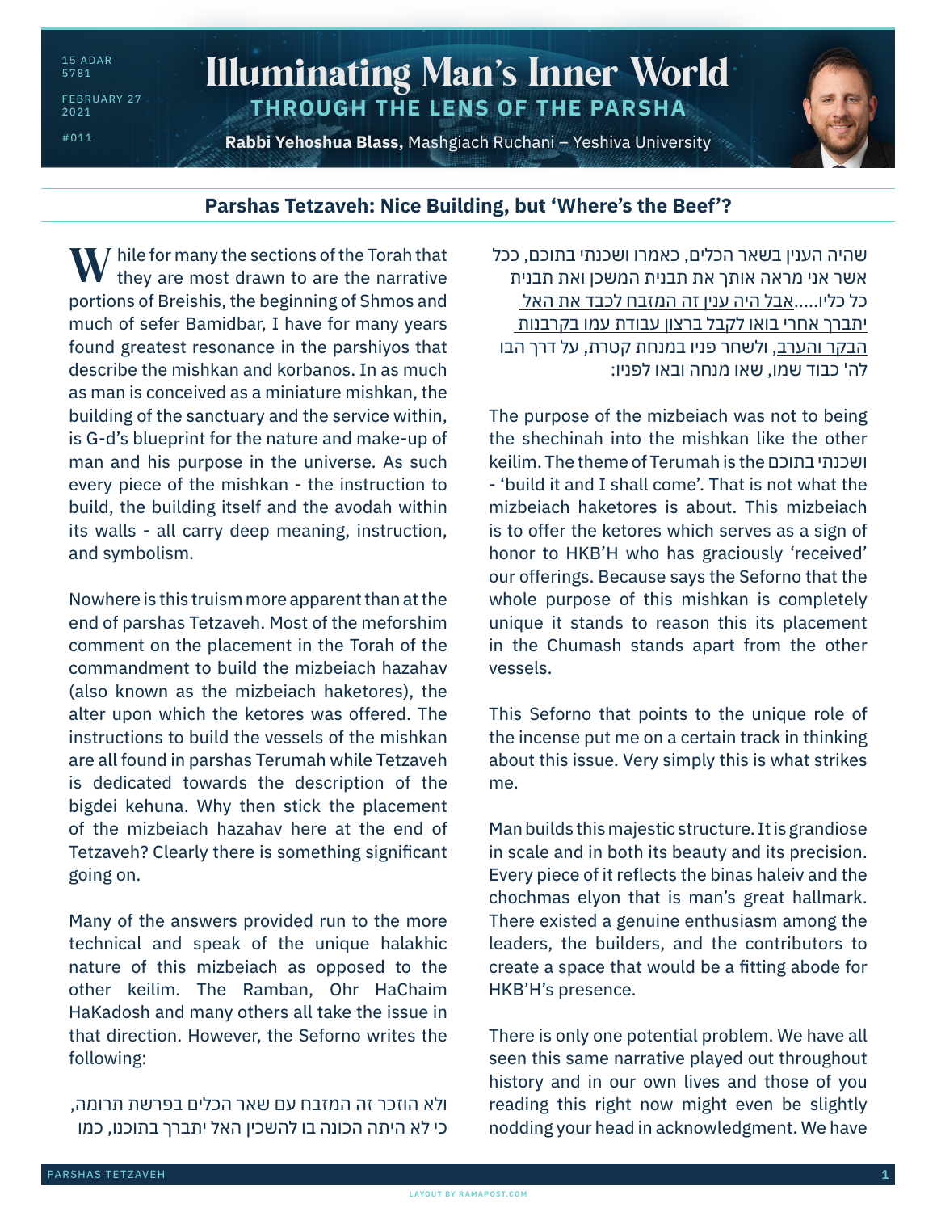15 ADAR 5781

FEBRUARY 27 2021

#011

# Illuminating Man's Inner World

## THROUGH THE LENS OF THE PARSHA

**Rabbi Yehoshua Blass,** Mashgiach Ruchani – Yeshiva University

## Parshas Tetzaveh: Nice Building, but 'Where's the Beef'?

While for many the sections of the Torah that they are most drawn to are the narrative portions of Breishis, the beginning of Shmos and much of sefer Bamidbar, I have for many years found greatest resonance in the parshiyos that describe the mishkan and korbanos. In as much as man is conceived as a miniature mishkan, the building of the sanctuary and the service within, is G-d's blueprint for the nature and make-up of man and his purpose in the universe. As such every piece of the mishkan - the instruction to build, the building itself and the avodah within its walls - all carry deep meaning, instruction, and symbolism.

Nowhere is this truism more apparent than at the end of parshas Tetzaveh. Most of the meforshim comment on the placement in the Torah of the commandment to build the mizbeiach hazahav (also known as the mizbeiach haketores), the alter upon which the ketores was offered. The instructions to build the vessels of the mishkan are all found in parshas Terumah while Tetzaveh is dedicated towards the description of the bigdei kehuna. Why then stick the placement of the mizbeiach hazahav here at the end of Tetzaveh? Clearly there is something significant going on.

Many of the answers provided run to the more technical and speak of the unique halakhic nature of this mizbeiach as opposed to the other keilim. The Ramban, Ohr HaChaim HaKadosh and many others all take the issue in that direction. However, the Seforno writes the following:

ולא הוזכר זה המזבח עם שאר הכלים בפרשת תרומה, כי לא היתה הכונה בו להשכין האל יתברך בתוכנו, כמו שהיה הענין בשאר הכלים, כאמרו ושכנתי בתוכם, ככל אשר אני מראה אותך את תבנית המשכן ואת תבנית כל כליו.....<u>אבל היה ענין זה המזבח לכבד את האל יתברך אחרי בואו לקבל ברצון עבודת עמו בקרבנות הבקר והערב</u>, ולשחר פניו במנחת קטרת, על דרך הבו לה' כבוד שמו, שאו מנחה ובאו לפניו:

The purpose of the mizbeiach was not to being the shechinah into the mishkan like the other keilim. The theme of Terumah is the ושכנתי בתוכם - 'build it and I shall come'. That is not what the mizbeiach haketores is about. This mizbeiach is to offer the ketores which serves as a sign of honor to HKB'H who has graciously 'received' our offerings. Because says the Seforno that the whole purpose of this mishkan is completely unique it stands to reason this its placement in the Chumash stands apart from the other vessels.

This Seforno that points to the unique role of the incense put me on a certain track in thinking about this issue. Very simply this is what strikes me.

Man builds this majestic structure. It is grandiose in scale and in both its beauty and its precision. Every piece of it reflects the binas haleiv and the chochmas elyon that is man's great hallmark. There existed a genuine enthusiasm among the leaders, the builders, and the contributors to create a space that would be a fitting abode for HKB'H's presence.

There is only one potential problem. We have all seen this same narrative played out throughout history and in our own lives and those of you reading this right now might even be slightly nodding your head in acknowledgment. We have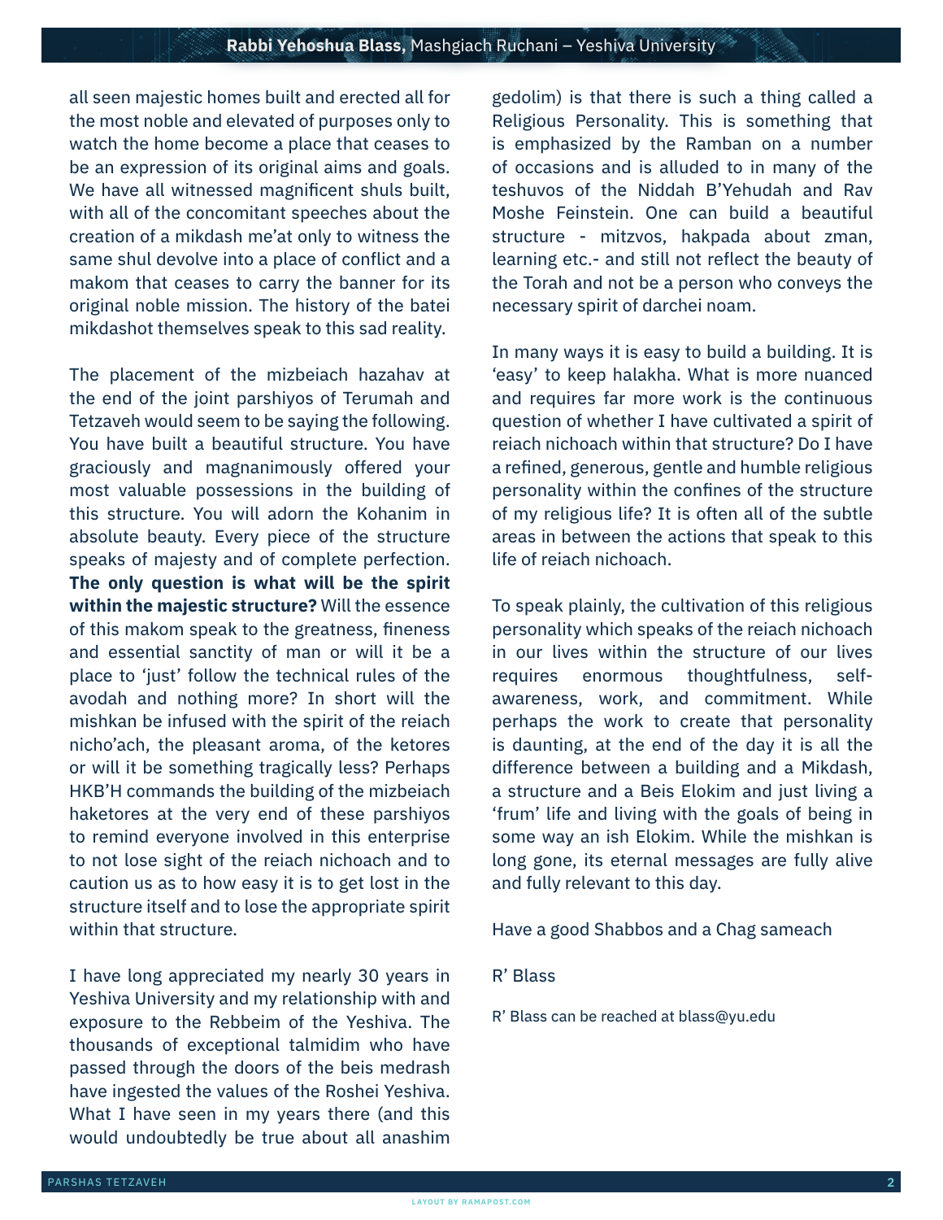all seen majestic homes built and erected all for the most noble and elevated of purposes only to watch the home become a place that ceases to be an expression of its original aims and goals. We have all witnessed magnificent shuls built, with all of the concomitant speeches about the creation of a mikdash me'at only to witness the same shul devolve into a place of conflict and a makom that ceases to carry the banner for its original noble mission. The history of the batei mikdashot themselves speak to this sad reality.

The placement of the mizbeiach hazahav at the end of the joint parshiyos of Terumah and Tetzaveh would seem to be saying the following. You have built a beautiful structure. You have graciously and magnanimously offered your most valuable possessions in the building of this structure. You will adorn the Kohanim in absolute beauty. Every piece of the structure speaks of majesty and of complete perfection. **The only question is what will be the spirit within the majestic structure?** Will the essence of this makom speak to the greatness, fineness and essential sanctity of man or will it be a place to 'just' follow the technical rules of the avodah and nothing more? In short will the mishkan be infused with the spirit of the reiach nicho'ach, the pleasant aroma, of the ketores or will it be something tragically less? Perhaps HKB'H commands the building of the mizbeiach haketores at the very end of these parshiyos to remind everyone involved in this enterprise to not lose sight of the reiach nichoach and to caution us as to how easy it is to get lost in the structure itself and to lose the appropriate spirit within that structure.

I have long appreciated my nearly 30 years in Yeshiva University and my relationship with and exposure to the Rebbeim of the Yeshiva. The thousands of exceptional talmidim who have passed through the doors of the beis medrash have ingested the values of the Roshei Yeshiva. What I have seen in my years there (and this would undoubtedly be true about all anashim gedolim) is that there is such a thing called a Religious Personality. This is something that is emphasized by the Ramban on a number of occasions and is alluded to in many of the teshuvos of the Niddah B'Yehudah and Rav Moshe Feinstein. One can build a beautiful structure - mitzvos, hakpada about zman, learning etc.- and still not reflect the beauty of the Torah and not be a person who conveys the necessary spirit of darchei noam.

In many ways it is easy to build a building. It is 'easy' to keep halakha. What is more nuanced and requires far more work is the continuous question of whether I have cultivated a spirit of reiach nichoach within that structure? Do I have a refined, generous, gentle and humble religious personality within the confines of the structure of my religious life? It is often all of the subtle areas in between the actions that speak to this life of reiach nichoach.

To speak plainly, the cultivation of this religious personality which speaks of the reiach nichoach in our lives within the structure of our lives requires enormous thoughtfulness, self-awareness, work, and commitment. While perhaps the work to create that personality is daunting, at the end of the day it is all the difference between a building and a Mikdash, a structure and a Beis Elokim and just living a 'frum' life and living with the goals of being in some way an ish Elokim. While the mishkan is long gone, its eternal messages are fully alive and fully relevant to this day.

Have a good Shabbos and a Chag sameach

R' Blass

R' Blass can be reached at blass@yu.edu